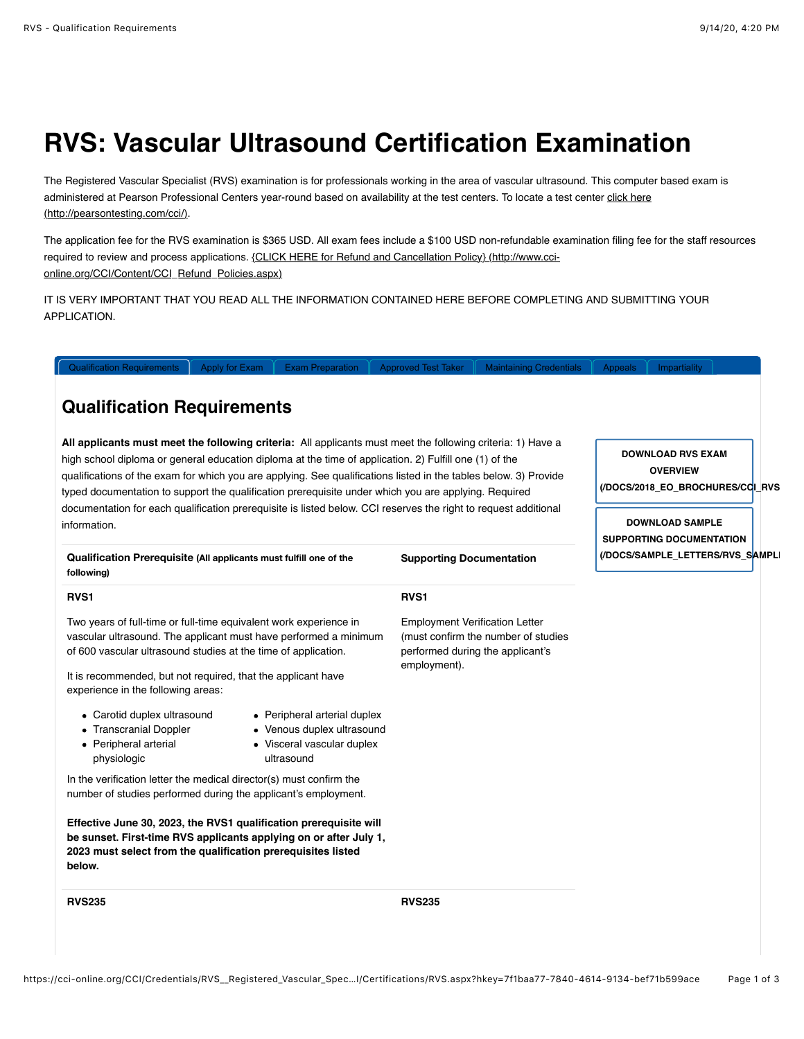# RVS: Vascular Ultrasound Certification Examination

The Registered Vascular Specialist (RVS) examination is for professionals working in the area of vascular ultrasound. This computer based exam is administered at Pearson Professional Centers year-round based on availability at the test centers. To locate a test center click here (http://pearsontesting.com/cci/).

The application fee for the RVS examination is $365 USD. All exam fees include a $100 USD non-refundable examination filing fee for the staff resources required to review and process applications. {CLICK HERE for Refund and Cancellation Policy} (http://www.cci-online.org/CCI/Content/CCI_Refund_Policies.aspx)

IT IS VERY IMPORTANT THAT YOU READ ALL THE INFORMATION CONTAINED HERE BEFORE COMPLETING AND SUBMITTING YOUR APPLICATION.

Qualification Requirements | Apply for Exam | Exam Preparation | Approved Test Taker | Maintaining Credentials | Appeals | Impartiality

## Qualification Requirements

**DOWNLOAD RVS EXAM OVERVIEW (/DOCS/2018_EO_BROCHURES/CCI_RVS**

**DOWNLOAD SAMPLE SUPPORTING DOCUMENTATION (/DOCS/SAMPLE_LETTERS/RVS_SAMPL**

**All applicants must meet the following criteria:** All applicants must meet the following criteria: 1) Have a high school diploma or general education diploma at the time of application. 2) Fulfill one (1) of the qualifications of the exam for which you are applying. See qualifications listed in the tables below. 3) Provide typed documentation to support the qualification prerequisite under which you are applying. Required documentation for each qualification prerequisite is listed below. CCI reserves the right to request additional information.

| **Qualification Prerequisite** (All applicants must fulfill one of the following) | **Supporting Documentation** |
|---|---|
| **RVS1** | **RVS1** |
| Two years of full-time or full-time equivalent work experience in vascular ultrasound. The applicant must have performed a minimum of 600 vascular ultrasound studies at the time of application.<br><br>It is recommended, but not required, that the applicant have experience in the following areas:<br>• Carotid duplex ultrasound<br>• Transcranial Doppler<br>• Peripheral arterial physiologic<br>• Peripheral arterial duplex<br>• Venous duplex ultrasound<br>• Visceral vascular duplex ultrasound<br><br>In the verification letter the medical director(s) must confirm the number of studies performed during the applicant's employment.<br><br>**Effective June 30, 2023, the RVS1 qualification prerequisite will be sunset. First-time RVS applicants applying on or after July 1, 2023 must select from the qualification prerequisites listed below.** | Employment Verification Letter (must confirm the number of studies performed during the applicant's employment). |
| **RVS235** | **RVS235** |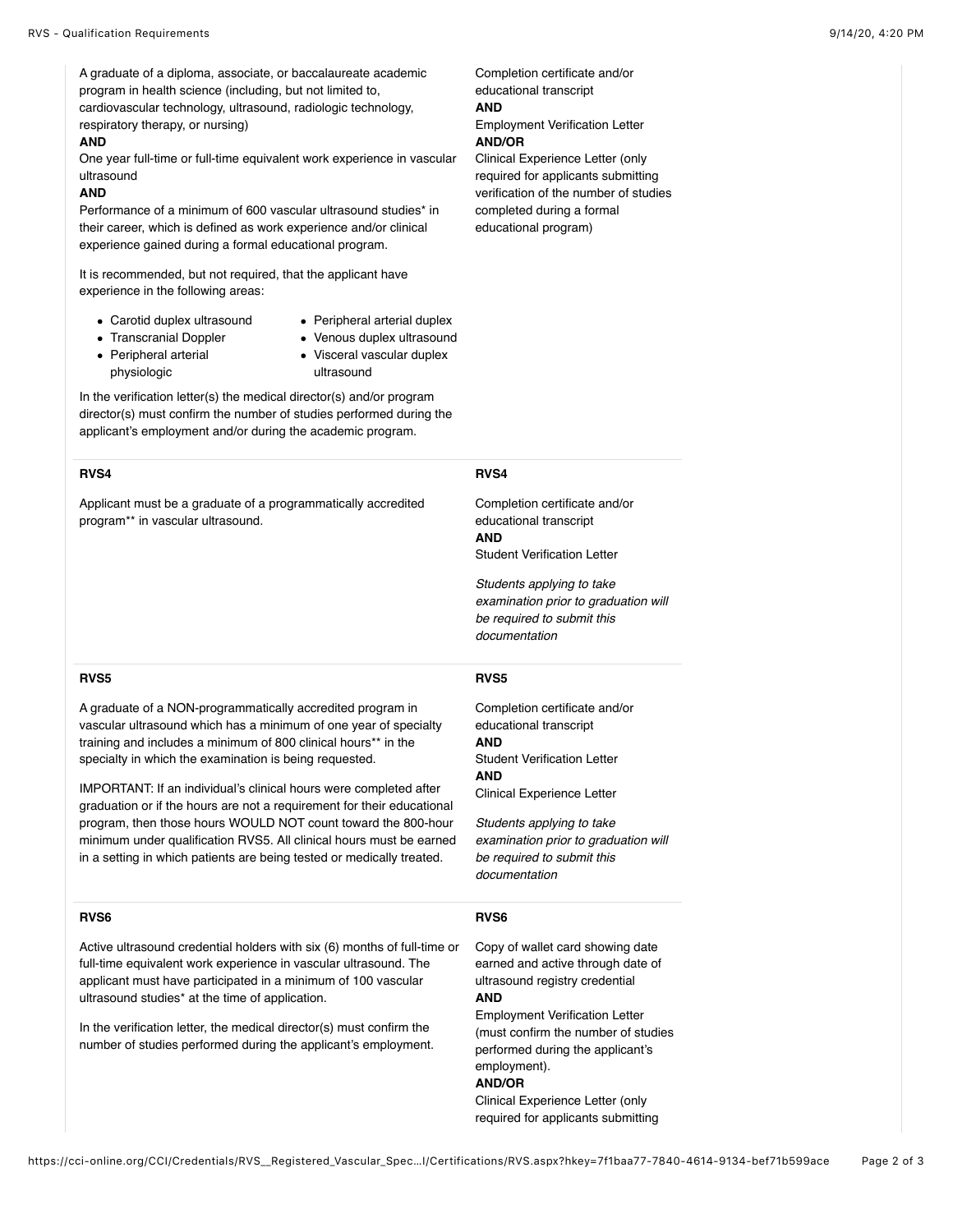| | |
|---|---|
| A graduate of a diploma, associate, or baccalaureate academic program in health science (including, but not limited to, cardiovascular technology, ultrasound, radiologic technology, respiratory therapy, or nursing)<br>**AND**<br>One year full-time or full-time equivalent work experience in vascular ultrasound<br>**AND**<br>Performance of a minimum of 600 vascular ultrasound studies* in their career, which is defined as work experience and/or clinical experience gained during a formal educational program.<br><br>It is recommended, but not required, that the applicant have experience in the following areas:<br>• Carotid duplex ultrasound<br>• Transcranial Doppler<br>• Peripheral arterial physiologic<br>• Peripheral arterial duplex<br>• Venous duplex ultrasound<br>• Visceral vascular duplex ultrasound<br><br>In the verification letter(s) the medical director(s) and/or program director(s) must confirm the number of studies performed during the applicant's employment and/or during the academic program. | Completion certificate and/or educational transcript<br>**AND**<br>Employment Verification Letter<br>**AND/OR**<br>Clinical Experience Letter (only required for applicants submitting verification of the number of studies completed during a formal educational program) |
| **RVS4**<br><br>Applicant must be a graduate of a programmatically accredited program** in vascular ultrasound. | **RVS4**<br><br>Completion certificate and/or educational transcript<br>**AND**<br>Student Verification Letter<br><br>*Students applying to take examination prior to graduation will be required to submit this documentation* |
| **RVS5**<br><br>A graduate of a NON-programmatically accredited program in vascular ultrasound which has a minimum of one year of specialty training and includes a minimum of 800 clinical hours** in the specialty in which the examination is being requested.<br><br>IMPORTANT: If an individual's clinical hours were completed after graduation or if the hours are not a requirement for their educational program, then those hours WOULD NOT count toward the 800-hour minimum under qualification RVS5. All clinical hours must be earned in a setting in which patients are being tested or medically treated. | **RVS5**<br><br>Completion certificate and/or educational transcript<br>**AND**<br>Student Verification Letter<br>**AND**<br>Clinical Experience Letter<br><br>*Students applying to take examination prior to graduation will be required to submit this documentation* |
| **RVS6**<br><br>Active ultrasound credential holders with six (6) months of full-time or full-time equivalent work experience in vascular ultrasound. The applicant must have participated in a minimum of 100 vascular ultrasound studies* at the time of application.<br><br>In the verification letter, the medical director(s) must confirm the number of studies performed during the applicant's employment. | **RVS6**<br><br>Copy of wallet card showing date earned and active through date of ultrasound registry credential<br>**AND**<br>Employment Verification Letter (must confirm the number of studies performed during the applicant's employment).<br>**AND/OR**<br>Clinical Experience Letter (only required for applicants submitting |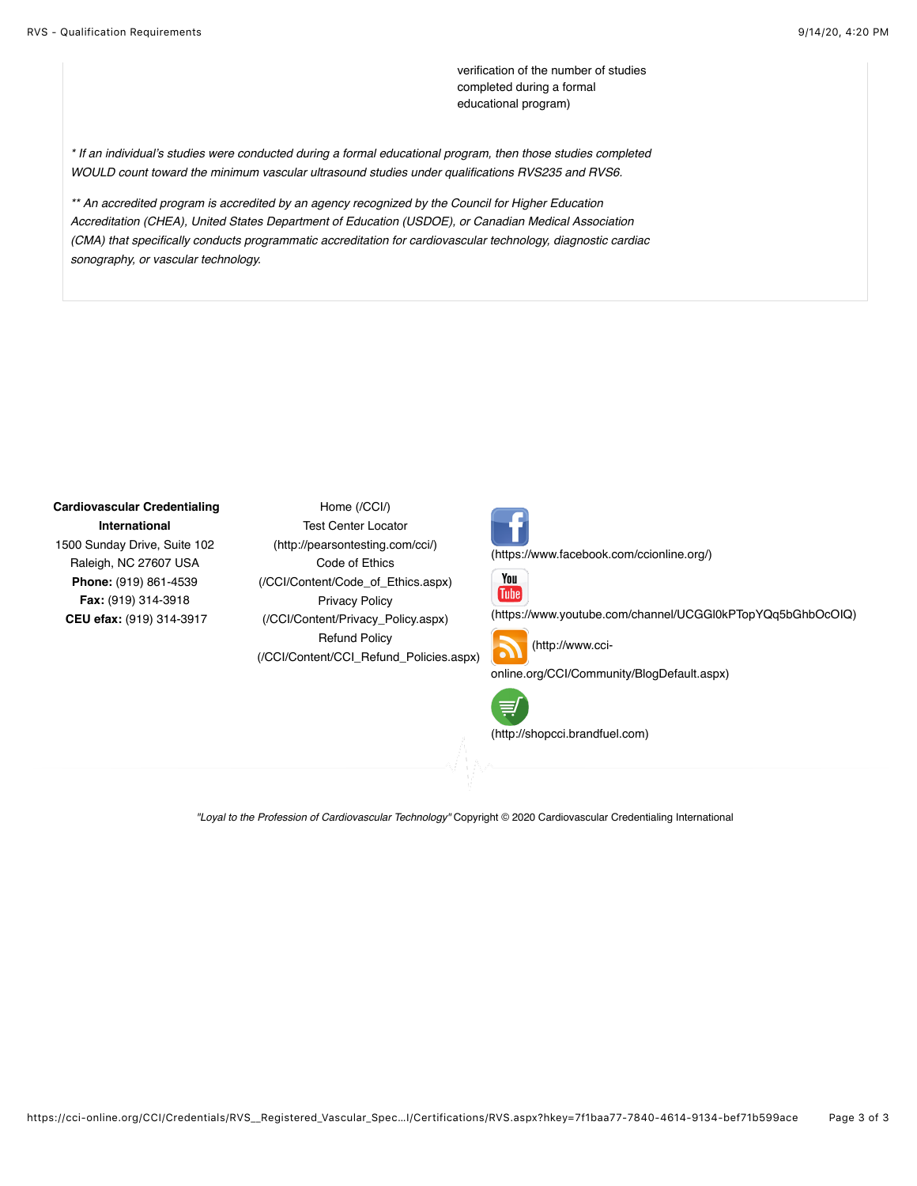verification of the number of studies completed during a formal educational program)

*\* If an individual's studies were conducted during a formal educational program, then those studies completed WOULD count toward the minimum vascular ultrasound studies under qualifications RVS235 and RVS6.*

*\*\* An accredited program is accredited by an agency recognized by the Council for Higher Education Accreditation (CHEA), United States Department of Education (USDOE), or Canadian Medical Association (CMA) that specifically conducts programmatic accreditation for cardiovascular technology, diagnostic cardiac sonography, or vascular technology.*

**Cardiovascular Credentialing International**
1500 Sunday Drive, Suite 102
Raleigh, NC 27607 USA
**Phone:** (919) 861-4539
**Fax:** (919) 314-3918
**CEU efax:** (919) 314-3917

Home (/CCI/)
Test Center Locator (http://pearsontesting.com/cci/)
Code of Ethics (/CCI/Content/Code_of_Ethics.aspx)
Privacy Policy (/CCI/Content/Privacy_Policy.aspx)
Refund Policy (/CCI/Content/CCI_Refund_Policies.aspx)

(https://www.facebook.com/ccionline.org/)
(https://www.youtube.com/channel/UCGGl0kPTopYQq5bGhbOcOIQ)
(http://www.cci-online.org/CCI/Community/BlogDefault.aspx)
(http://shopcci.brandfuel.com)

*"Loyal to the Profession of Cardiovascular Technology"* Copyright © 2020 Cardiovascular Credentialing International